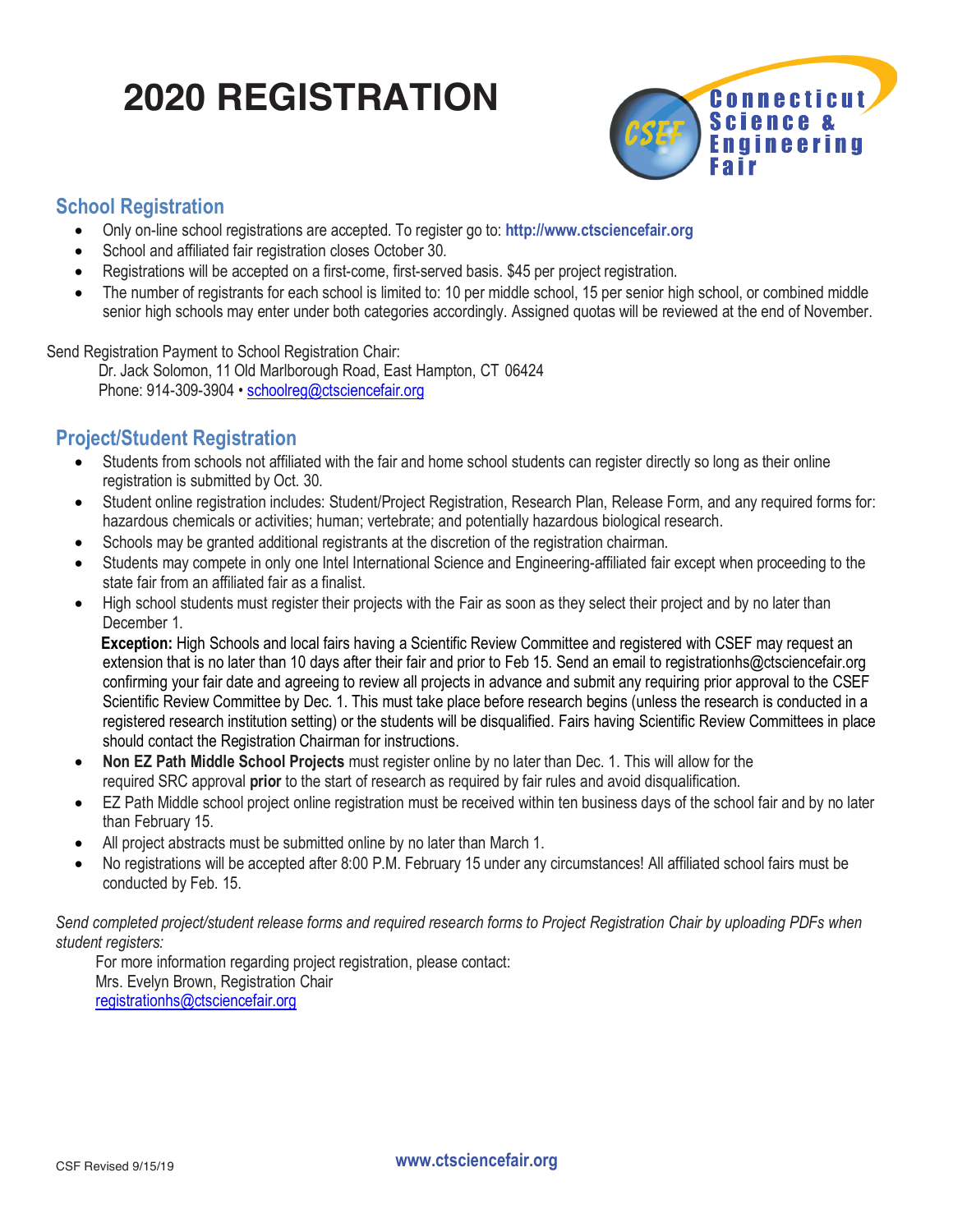# 2020 REGISTRATION

Connecticut Science & Engineering Fair

## School Registration

- Only on-line school registrations are accepted. To register go to: **http://www.ctsciencefair.org**
- School and affiliated fair registration closes October 30.
- Registrations will be accepted on a first-come, first-served basis. $45 per project registration.
- The number of registrants for each school is limited to: 10 per middle school, 15 per senior high school, or combined middle senior high schools may enter under both categories accordingly. Assigned quotas will be reviewed at the end of November.

Send Registration Payment to School Registration Chair:
Dr. Jack Solomon, 11 Old Marlborough Road, East Hampton, CT 06424
Phone: 914-309-3904 • schoolreg@ctsciencefair.org

## Project/Student Registration

- Students from schools not affiliated with the fair and home school students can register directly so long as their online registration is submitted by Oct. 30.
- Student online registration includes: Student/Project Registration, Research Plan, Release Form, and any required forms for: hazardous chemicals or activities; human; vertebrate; and potentially hazardous biological research.
- Schools may be granted additional registrants at the discretion of the registration chairman.
- Students may compete in only one Intel International Science and Engineering-affiliated fair except when proceeding to the state fair from an affiliated fair as a finalist.
- High school students must register their projects with the Fair as soon as they select their project and by no later than December 1.
  **Exception:** High Schools and local fairs having a Scientific Review Committee and registered with CSEF may request an extension that is no later than 10 days after their fair and prior to Feb 15. Send an email to registrationhs@ctsciencefair.org confirming your fair date and agreeing to review all projects in advance and submit any requiring prior approval to the CSEF Scientific Review Committee by Dec. 1. This must take place before research begins (unless the research is conducted in a registered research institution setting) or the students will be disqualified. Fairs having Scientific Review Committees in place should contact the Registration Chairman for instructions.
- **Non EZ Path Middle School Projects** must register online by no later than Dec. 1. This will allow for the required SRC approval **prior** to the start of research as required by fair rules and avoid disqualification.
- EZ Path Middle school project online registration must be received within ten business days of the school fair and by no later than February 15.
- All project abstracts must be submitted online by no later than March 1.
- No registrations will be accepted after 8:00 P.M. February 15 under any circumstances! All affiliated school fairs must be conducted by Feb. 15.

*Send completed project/student release forms and required research forms to Project Registration Chair by uploading PDFs when student registers:*

For more information regarding project registration, please contact:
Mrs. Evelyn Brown, Registration Chair
registrationhs@ctsciencefair.org

CSF Revised 9/15/19

www.ctsciencefair.org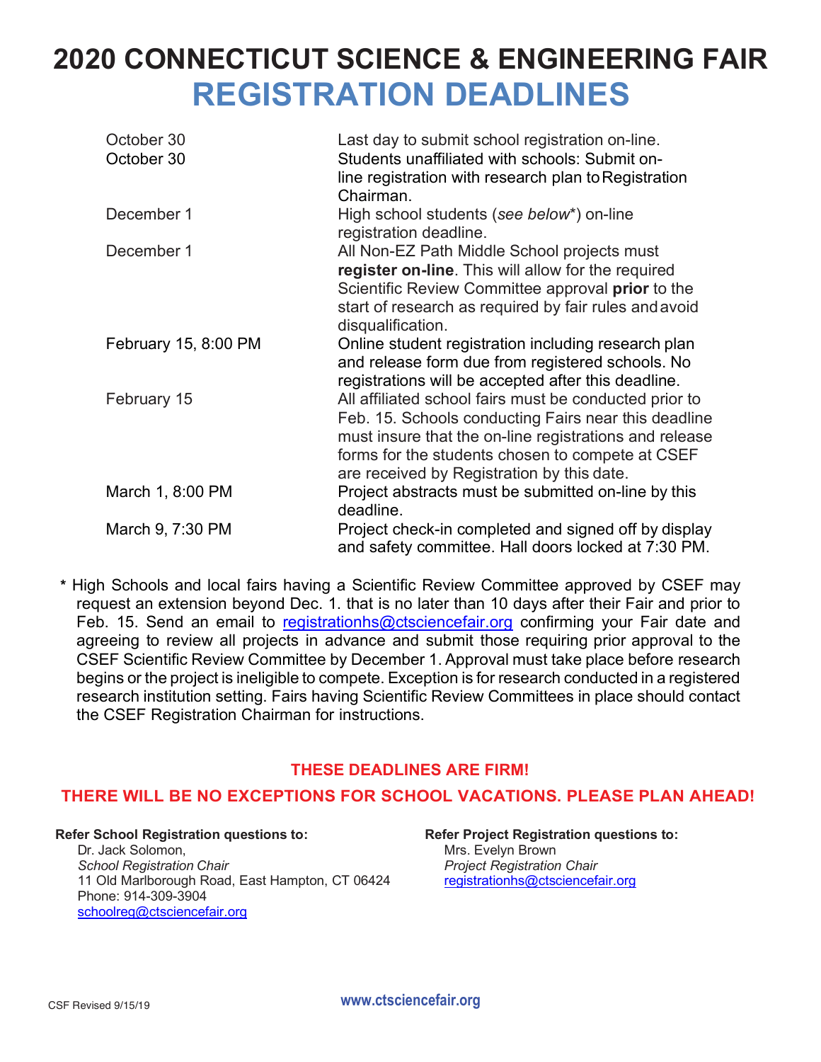# 2020 CONNECTICUT SCIENCE & ENGINEERING FAIR
# REGISTRATION DEADLINES

| | |
|---|---|
| October 30 | Last day to submit school registration on-line. |
| October 30 | Students unaffiliated with schools: Submit on-line registration with research plan to Registration Chairman. |
| December 1 | High school students (*see below*\*) on-line registration deadline. |
| December 1 | All Non-EZ Path Middle School projects must **register on-line**. This will allow for the required Scientific Review Committee approval **prior** to the start of research as required by fair rules and avoid disqualification. |
| February 15, 8:00 PM | Online student registration including research plan and release form due from registered schools. No registrations will be accepted after this deadline. |
| February 15 | All affiliated school fairs must be conducted prior to Feb. 15. Schools conducting Fairs near this deadline must insure that the on-line registrations and release forms for the students chosen to compete at CSEF are received by Registration by this date. |
| March 1, 8:00 PM | Project abstracts must be submitted on-line by this deadline. |
| March 9, 7:30 PM | Project check-in completed and signed off by display and safety committee. Hall doors locked at 7:30 PM. |

\* High Schools and local fairs having a Scientific Review Committee approved by CSEF may request an extension beyond Dec. 1. that is no later than 10 days after their Fair and prior to Feb. 15. Send an email to registrationhs@ctsciencefair.org confirming your Fair date and agreeing to review all projects in advance and submit those requiring prior approval to the CSEF Scientific Review Committee by December 1. Approval must take place before research begins or the project is ineligible to compete. Exception is for research conducted in a registered research institution setting. Fairs having Scientific Review Committees in place should contact the CSEF Registration Chairman for instructions.

**THESE DEADLINES ARE FIRM!**

**THERE WILL BE NO EXCEPTIONS FOR SCHOOL VACATIONS. PLEASE PLAN AHEAD!**

**Refer School Registration questions to:**
Dr. Jack Solomon,
*School Registration Chair*
11 Old Marlborough Road, East Hampton, CT 06424
Phone: 914-309-3904
schoolreg@ctsciencefair.org

**Refer Project Registration questions to:**
Mrs. Evelyn Brown
*Project Registration Chair*
registrationhs@ctsciencefair.org

CSF Revised 9/15/19

www.ctsciencefair.org